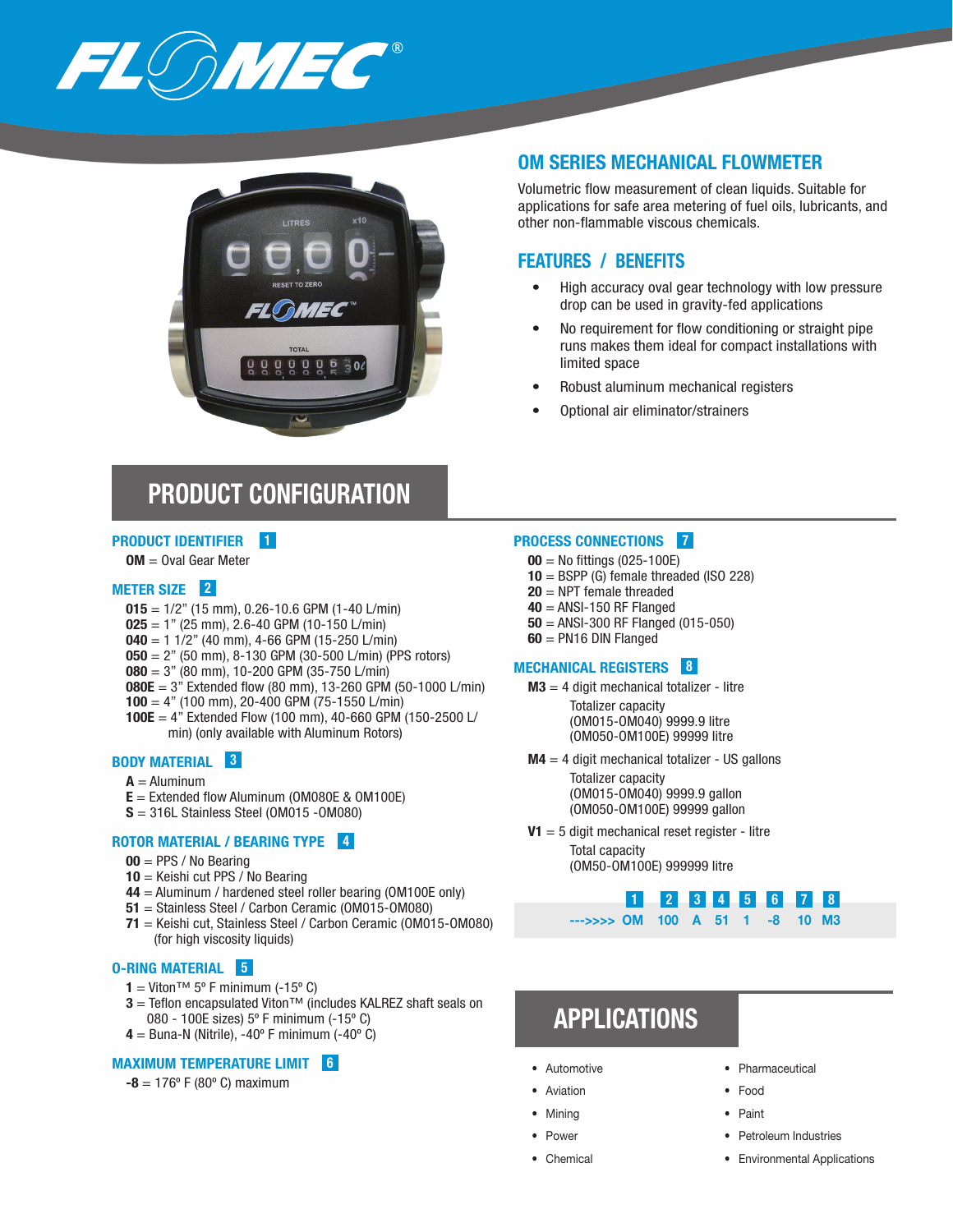# FLOMEC®

## OM SERIES MECHANICAL FLOWMETER

Volumetric flow measurement of clean liquids. Suitable for applications for safe area metering of fuel oils, lubricants, and other non-flammable viscous chemicals.

## FEATURES / BENEFITS

- High accuracy oval gear technology with low pressure drop can be used in gravity-fed applications
- No requirement for flow conditioning or straight pipe runs makes them ideal for compact installations with limited space
- Robust aluminum mechanical registers
- Optional air eliminator/strainers

## PRODUCT CONFIGURATION

### PRODUCT IDENTIFIER 1

**OM** = Oval Gear Meter

### METER SIZE 2

**015** = 1/2" (15 mm), 0.26-10.6 GPM (1-40 L/min)
**025** = 1" (25 mm), 2.6-40 GPM (10-150 L/min)
**040** = 1 1/2" (40 mm), 4-66 GPM (15-250 L/min)
**050** = 2" (50 mm), 8-130 GPM (30-500 L/min) (PPS rotors)
**080** = 3" (80 mm), 10-200 GPM (35-750 L/min)
**080E** = 3" Extended flow (80 mm), 13-260 GPM (50-1000 L/min)
**100** = 4" (100 mm), 20-400 GPM (75-1550 L/min)
**100E** = 4" Extended Flow (100 mm), 40-660 GPM (150-2500 L/min) (only available with Aluminum Rotors)

### BODY MATERIAL 3

**A** = Aluminum
**E** = Extended flow Aluminum (OM080E & OM100E)
**S** = 316L Stainless Steel (OM015 -OM080)

### ROTOR MATERIAL / BEARING TYPE 4

**00** = PPS / No Bearing
**10** = Keishi cut PPS / No Bearing
**44** = Aluminum / hardened steel roller bearing (OM100E only)
**51** = Stainless Steel / Carbon Ceramic (OM015-OM080)
**71** = Keishi cut, Stainless Steel / Carbon Ceramic (OM015-OM080) (for high viscosity liquids)

### O-RING MATERIAL 5

**1** = Viton™ 5º F minimum (-15º C)
**3** = Teflon encapsulated Viton™ (includes KALREZ shaft seals on 080 - 100E sizes) 5º F minimum (-15º C)
**4** = Buna-N (Nitrile), -40º F minimum (-40º C)

### MAXIMUM TEMPERATURE LIMIT 6

**-8** = 176º F (80º C) maximum

### PROCESS CONNECTIONS 7

**00** = No fittings (025-100E)
**10** = BSPP (G) female threaded (ISO 228)
**20** = NPT female threaded
**40** = ANSI-150 RF Flanged
**50** = ANSI-300 RF Flanged (015-050)
**60** = PN16 DIN Flanged

### MECHANICAL REGISTERS 8

**M3** = 4 digit mechanical totalizer - litre
Totalizer capacity
(OM015-OM040) 9999.9 litre
(OM050-OM100E) 99999 litre

**M4** = 4 digit mechanical totalizer - US gallons
Totalizer capacity
(OM015-OM040) 9999.9 gallon
(OM050-OM100E) 99999 gallon

**V1** = 5 digit mechanical reset register - litre
Total capacity
(OM50-OM100E) 999999 litre

| | 1 | 2 | 3 | 4 | 5 | 6 | 7 | 8 |
|---|---|---|---|---|---|---|---|---|
| --->>>> | OM | 100 | A | 51 | 1 | -8 | 10 | M3 |

## APPLICATIONS

- Automotive
- Aviation
- Mining
- Power
- Chemical
- Pharmaceutical
- Food
- Paint
- Petroleum Industries
- Environmental Applications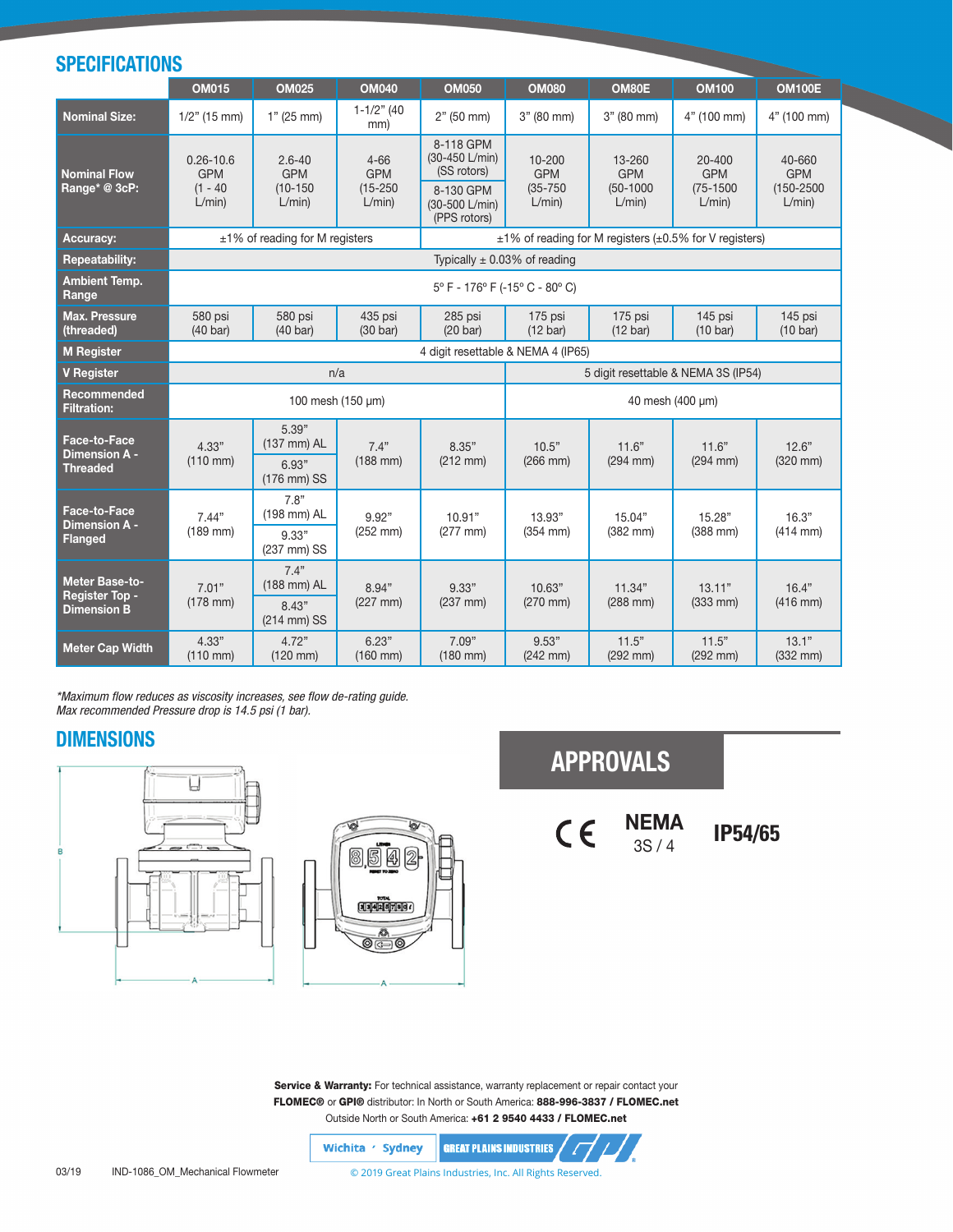## SPECIFICATIONS

| | OM015 | OM025 | OM040 | OM050 | OM080 | OM80E | OM100 | OM100E |
|---|---|---|---|---|---|---|---|---|
| **Nominal Size:** | 1/2" (15 mm) | 1" (25 mm) | 1-1/2" (40 mm) | 2" (50 mm) | 3" (80 mm) | 3" (80 mm) | 4" (100 mm) | 4" (100 mm) |
| **Nominal Flow Range* @ 3cP:** | 0.26-10.6 GPM (1 - 40 L/min) | 2.6-40 GPM (10-150 L/min) | 4-66 GPM (15-250 L/min) | 8-118 GPM (30-450 L/min) (SS rotors) / 8-130 GPM (30-500 L/min) (PPS rotors) | 10-200 GPM (35-750 L/min) | 13-260 GPM (50-1000 L/min) | 20-400 GPM (75-1500 L/min) | 40-660 GPM (150-2500 L/min) |
| **Accuracy:** | ±1% of reading for M registers | | | ±1% of reading for M registers (±0.5% for V registers) | | | | |
| **Repeatability:** | Typically ± 0.03% of reading | | | | | | | |
| **Ambient Temp. Range** | 5° F - 176° F (-15° C - 80° C) | | | | | | | |
| **Max. Pressure (threaded)** | 580 psi (40 bar) | 580 psi (40 bar) | 435 psi (30 bar) | 285 psi (20 bar) | 175 psi (12 bar) | 175 psi (12 bar) | 145 psi (10 bar) | 145 psi (10 bar) |
| **M Register** | 4 digit resettable & NEMA 4 (IP65) | | | | | | | |
| **V Register** | n/a | | | | 5 digit resettable & NEMA 3S (IP54) | | | |
| **Recommended Filtration:** | 100 mesh (150 µm) | | | | 40 mesh (400 µm) | | | |
| **Face-to-Face Dimension A - Threaded** | 4.33" (110 mm) | 5.39" (137 mm) AL / 6.93" (176 mm) SS | 7.4" (188 mm) | 8.35" (212 mm) | 10.5" (266 mm) | 11.6" (294 mm) | 11.6" (294 mm) | 12.6" (320 mm) |
| **Face-to-Face Dimension A - Flanged** | 7.44" (189 mm) | 7.8" (198 mm) AL / 9.33" (237 mm) SS | 9.92" (252 mm) | 10.91" (277 mm) | 13.93" (354 mm) | 15.04" (382 mm) | 15.28" (388 mm) | 16.3" (414 mm) |
| **Meter Base-to-Register Top - Dimension B** | 7.01" (178 mm) | 7.4" (188 mm) AL / 8.43" (214 mm) SS | 8.94" (227 mm) | 9.33" (237 mm) | 10.63" (270 mm) | 11.34" (288 mm) | 13.11" (333 mm) | 16.4" (416 mm) |
| **Meter Cap Width** | 4.33" (110 mm) | 4.72" (120 mm) | 6.23" (160 mm) | 7.09" (180 mm) | 9.53" (242 mm) | 11.5" (292 mm) | 11.5" (292 mm) | 13.1" (332 mm) |

*\*Maximum flow reduces as viscosity increases, see flow de-rating guide.*
*Max recommended Pressure drop is 14.5 psi (1 bar).*

## DIMENSIONS

B

A

A

## APPROVALS

CE

NEMA 3S / 4

IP54/65

**Service & Warranty:** For technical assistance, warranty replacement or repair contact your **FLOMEC®** or **GPI®** distributor: In North or South America: **888-996-3837 / FLOMEC.net**
Outside North or South America: **+61 2 9540 4433 / FLOMEC.net**

Wichita · Sydney | GREAT PLAINS INDUSTRIES | GPI

© 2019 Great Plains Industries, Inc. All Rights Reserved.

03/19 IND-1086_OM_Mechanical Flowmeter